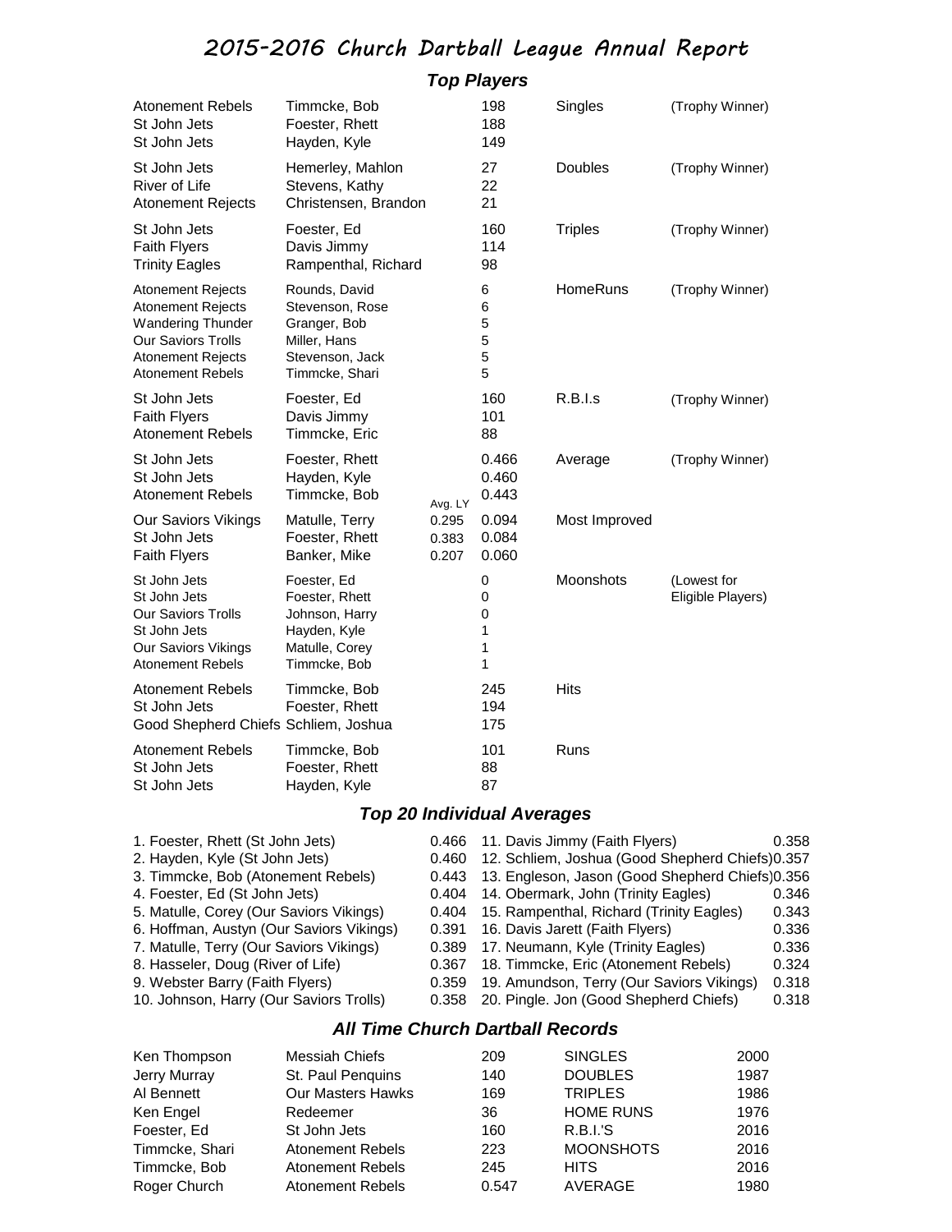# 2015-2016 Church Dartball League Annual Report

## Top Players

| Team | Player | Avg. LY | Value | Category | Note |
|---|---|---|---|---|---|
| Atonement Rebels | Timmcke, Bob | | 198 | Singles | (Trophy Winner) |
| St John Jets | Foester, Rhett | | 188 | | |
| St John Jets | Hayden, Kyle | | 149 | | |
| St John Jets | Hemerley, Mahlon | | 27 | Doubles | (Trophy Winner) |
| River of Life | Stevens, Kathy | | 22 | | |
| Atonement Rejects | Christensen, Brandon | | 21 | | |
| St John Jets | Foester, Ed | | 160 | Triples | (Trophy Winner) |
| Faith Flyers | Davis Jimmy | | 114 | | |
| Trinity Eagles | Rampenthal, Richard | | 98 | | |
| Atonement Rejects | Rounds, David | | 6 | HomeRuns | (Trophy Winner) |
| Atonement Rejects | Stevenson, Rose | | 6 | | |
| Wandering Thunder | Granger, Bob | | 5 | | |
| Our Saviors Trolls | Miller, Hans | | 5 | | |
| Atonement Rejects | Stevenson, Jack | | 5 | | |
| Atonement Rebels | Timmcke, Shari | | 5 | | |
| St John Jets | Foester, Ed | | 160 | R.B.I.s | (Trophy Winner) |
| Faith Flyers | Davis Jimmy | | 101 | | |
| Atonement Rebels | Timmcke, Eric | | 88 | | |
| St John Jets | Foester, Rhett | | 0.466 | Average | (Trophy Winner) |
| St John Jets | Hayden, Kyle | | 0.460 | | |
| Atonement Rebels | Timmcke, Bob | | 0.443 | | |
| Our Saviors Vikings | Matulle, Terry | 0.295 | 0.094 | Most Improved | |
| St John Jets | Foester, Rhett | 0.383 | 0.084 | | |
| Faith Flyers | Banker, Mike | 0.207 | 0.060 | | |
| St John Jets | Foester, Ed | | 0 | Moonshots | (Lowest for Eligible Players) |
| St John Jets | Foester, Rhett | | 0 | | |
| Our Saviors Trolls | Johnson, Harry | | 0 | | |
| St John Jets | Hayden, Kyle | | 1 | | |
| Our Saviors Vikings | Matulle, Corey | | 1 | | |
| Atonement Rebels | Timmcke, Bob | | 1 | | |
| Atonement Rebels | Timmcke, Bob | | 245 | Hits | |
| St John Jets | Foester, Rhett | | 194 | | |
| Good Shepherd Chiefs | Schliem, Joshua | | 175 | | |
| Atonement Rebels | Timmcke, Bob | | 101 | Runs | |
| St John Jets | Foester, Rhett | | 88 | | |
| St John Jets | Hayden, Kyle | | 87 | | |

## Top 20 Individual Averages

| Player | Avg. | Player | Avg. |
|---|---|---|---|
| 1. Foester, Rhett (St John Jets) | 0.466 | 11. Davis Jimmy (Faith Flyers) | 0.358 |
| 2. Hayden, Kyle (St John Jets) | 0.460 | 12. Schliem, Joshua (Good Shepherd Chiefs) | 0.357 |
| 3. Timmcke, Bob (Atonement Rebels) | 0.443 | 13. Engleson, Jason (Good Shepherd Chiefs) | 0.356 |
| 4. Foester, Ed (St John Jets) | 0.404 | 14. Obermark, John (Trinity Eagles) | 0.346 |
| 5. Matulle, Corey (Our Saviors Vikings) | 0.404 | 15. Rampenthal, Richard (Trinity Eagles) | 0.343 |
| 6. Hoffman, Austyn (Our Saviors Vikings) | 0.391 | 16. Davis Jarett (Faith Flyers) | 0.336 |
| 7. Matulle, Terry (Our Saviors Vikings) | 0.389 | 17. Neumann, Kyle (Trinity Eagles) | 0.336 |
| 8. Hasseler, Doug (River of Life) | 0.367 | 18. Timmcke, Eric (Atonement Rebels) | 0.324 |
| 9. Webster Barry (Faith Flyers) | 0.359 | 19. Amundson, Terry (Our Saviors Vikings) | 0.318 |
| 10. Johnson, Harry (Our Saviors Trolls) | 0.358 | 20. Pingle. Jon (Good Shepherd Chiefs) | 0.318 |

## All Time Church Dartball Records

| Player | Team | Value | Category | Year |
|---|---|---|---|---|
| Ken Thompson | Messiah Chiefs | 209 | SINGLES | 2000 |
| Jerry Murray | St. Paul Penquins | 140 | DOUBLES | 1987 |
| Al Bennett | Our Masters Hawks | 169 | TRIPLES | 1986 |
| Ken Engel | Redeemer | 36 | HOME RUNS | 1976 |
| Foester, Ed | St John Jets | 160 | R.B.I.'S | 2016 |
| Timmcke, Shari | Atonement Rebels | 223 | MOONSHOTS | 2016 |
| Timmcke, Bob | Atonement Rebels | 245 | HITS | 2016 |
| Roger Church | Atonement Rebels | 0.547 | AVERAGE | 1980 |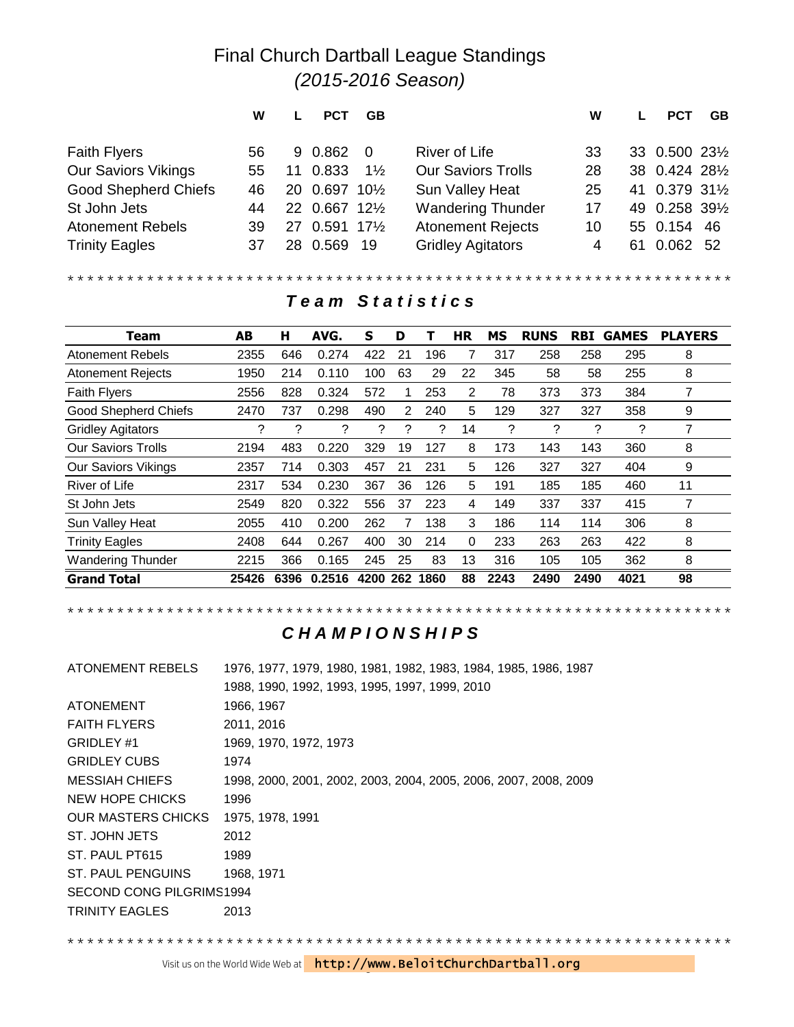# Final Church Dartball League Standings

## *(2015-2016 Season)*

| | W | L | PCT | GB |
|---|---|---|---|---|
| Faith Flyers | 56 | 9 | 0.862 | 0 |
| Our Saviors Vikings | 55 | 11 | 0.833 | 1½ |
| Good Shepherd Chiefs | 46 | 20 | 0.697 | 10½ |
| St John Jets | 44 | 22 | 0.667 | 12½ |
| Atonement Rebels | 39 | 27 | 0.591 | 17½ |
| Trinity Eagles | 37 | 28 | 0.569 | 19 |
| River of Life | 33 | 33 | 0.500 | 23½ |
| Our Saviors Trolls | 28 | 38 | 0.424 | 28½ |
| Sun Valley Heat | 25 | 41 | 0.379 | 31½ |
| Wandering Thunder | 17 | 49 | 0.258 | 39½ |
| Atonement Rejects | 10 | 55 | 0.154 | 46 |
| Gridley Agitators | 4 | 61 | 0.062 | 52 |

* * * * * * * * * * * * * * * * * * * * * * * * * * * * * * * * * * * * * * * * * * * * * * * * * * * * * * * * * * * * * * * * * * * * * * * * *

## ***Team Statistics***

| Team | AB | H | AVG. | S | D | T | HR | MS | RUNS | RBI | GAMES | PLAYERS |
|---|---|---|---|---|---|---|---|---|---|---|---|---|
| Atonement Rebels | 2355 | 646 | 0.274 | 422 | 21 | 196 | 7 | 317 | 258 | 258 | 295 | 8 |
| Atonement Rejects | 1950 | 214 | 0.110 | 100 | 63 | 29 | 22 | 345 | 58 | 58 | 255 | 8 |
| Faith Flyers | 2556 | 828 | 0.324 | 572 | 1 | 253 | 2 | 78 | 373 | 373 | 384 | 7 |
| Good Shepherd Chiefs | 2470 | 737 | 0.298 | 490 | 2 | 240 | 5 | 129 | 327 | 327 | 358 | 9 |
| Gridley Agitators | ? | ? | ? | ? | ? | ? | 14 | ? | ? | ? | ? | 7 |
| Our Saviors Trolls | 2194 | 483 | 0.220 | 329 | 19 | 127 | 8 | 173 | 143 | 143 | 360 | 8 |
| Our Saviors Vikings | 2357 | 714 | 0.303 | 457 | 21 | 231 | 5 | 126 | 327 | 327 | 404 | 9 |
| River of Life | 2317 | 534 | 0.230 | 367 | 36 | 126 | 5 | 191 | 185 | 185 | 460 | 11 |
| St John Jets | 2549 | 820 | 0.322 | 556 | 37 | 223 | 4 | 149 | 337 | 337 | 415 | 7 |
| Sun Valley Heat | 2055 | 410 | 0.200 | 262 | 7 | 138 | 3 | 186 | 114 | 114 | 306 | 8 |
| Trinity Eagles | 2408 | 644 | 0.267 | 400 | 30 | 214 | 0 | 233 | 263 | 263 | 422 | 8 |
| Wandering Thunder | 2215 | 366 | 0.165 | 245 | 25 | 83 | 13 | 316 | 105 | 105 | 362 | 8 |
| **Grand Total** | **25426** | **6396** | **0.2516** | **4200** | **262** | **1860** | **88** | **2243** | **2490** | **2490** | **4021** | **98** |

* * * * * * * * * * * * * * * * * * * * * * * * * * * * * * * * * * * * * * * * * * * * * * * * * * * * * * * * * * * * * * * * * * * * * * * * *

## ***CHAMPIONSHIPS***

| | |
|---|---|
| ATONEMENT REBELS | 1976, 1977, 1979, 1980, 1981, 1982, 1983, 1984, 1985, 1986, 1987 1988, 1990, 1992, 1993, 1995, 1997, 1999, 2010 |
| ATONEMENT | 1966, 1967 |
| FAITH FLYERS | 2011, 2016 |
| GRIDLEY #1 | 1969, 1970, 1972, 1973 |
| GRIDLEY CUBS | 1974 |
| MESSIAH CHIEFS | 1998, 2000, 2001, 2002, 2003, 2004, 2005, 2006, 2007, 2008, 2009 |
| NEW HOPE CHICKS | 1996 |
| OUR MASTERS CHICKS | 1975, 1978, 1991 |
| ST. JOHN JETS | 2012 |
| ST. PAUL PT615 | 1989 |
| ST. PAUL PENGUINS | 1968, 1971 |
| SECOND CONG PILGRIMS | 1994 |
| TRINITY EAGLES | 2013 |

* * * * * * * * * * * * * * * * * * * * * * * * * * * * * * * * * * * * * * * * * * * * * * * * * * * * * * * * * * * * * * * * * * * * * * * * *

Visit us on the World Wide Web at http://www.BeloitChurchDartball.org